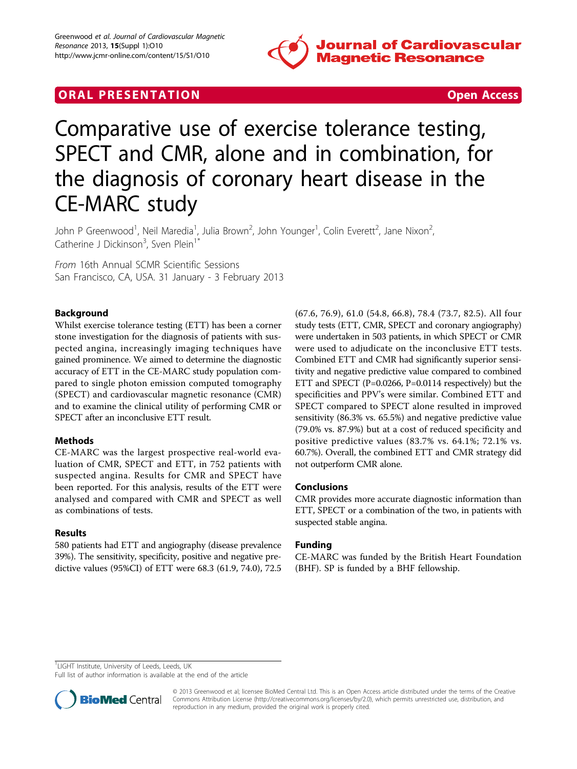ORAL PRESENTATION **Open Access**

# Comparative use of exercise tolerance testing, SPECT and CMR, alone and in combination, for the diagnosis of coronary heart disease in the CE-MARC study

John P Greenwood[1], Neil Maredia[1], Julia Brown[2], John Younger[1], Colin Everett[2], Jane Nixon[2], Catherine J Dickinson[3], Sven Plein[1*]

*From* 16th Annual SCMR Scientific Sessions
San Francisco, CA, USA. 31 January - 3 February 2013

## Background

Whilst exercise tolerance testing (ETT) has been a corner stone investigation for the diagnosis of patients with suspected angina, increasingly imaging techniques have gained prominence. We aimed to determine the diagnostic accuracy of ETT in the CE-MARC study population compared to single photon emission computed tomography (SPECT) and cardiovascular magnetic resonance (CMR) and to examine the clinical utility of performing CMR or SPECT after an inconclusive ETT result.

## Methods

CE-MARC was the largest prospective real-world evaluation of CMR, SPECT and ETT, in 752 patients with suspected angina. Results for CMR and SPECT have been reported. For this analysis, results of the ETT were analysed and compared with CMR and SPECT as well as combinations of tests.

## Results

580 patients had ETT and angiography (disease prevalence 39%). The sensitivity, specificity, positive and negative predictive values (95%CI) of ETT were 68.3 (61.9, 74.0), 72.5 (67.6, 76.9), 61.0 (54.8, 66.8), 78.4 (73.7, 82.5). All four study tests (ETT, CMR, SPECT and coronary angiography) were undertaken in 503 patients, in which SPECT or CMR were used to adjudicate on the inconclusive ETT tests. Combined ETT and CMR had significantly superior sensitivity and negative predictive value compared to combined ETT and SPECT (P=0.0266, P=0.0114 respectively) but the specificities and PPV's were similar. Combined ETT and SPECT compared to SPECT alone resulted in improved sensitivity (86.3% vs. 65.5%) and negative predictive value (79.0% vs. 87.9%) but at a cost of reduced specificity and positive predictive values (83.7% vs. 64.1%; 72.1% vs. 60.7%). Overall, the combined ETT and CMR strategy did not outperform CMR alone.

## Conclusions

CMR provides more accurate diagnostic information than ETT, SPECT or a combination of the two, in patients with suspected stable angina.

## Funding

CE-MARC was funded by the British Heart Foundation (BHF). SP is funded by a BHF fellowship.

[1]LIGHT Institute, University of Leeds, Leeds, UK
Full list of author information is available at the end of the article

© 2013 Greenwood et al; licensee BioMed Central Ltd. This is an Open Access article distributed under the terms of the Creative Commons Attribution License (http://creativecommons.org/licenses/by/2.0), which permits unrestricted use, distribution, and reproduction in any medium, provided the original work is properly cited.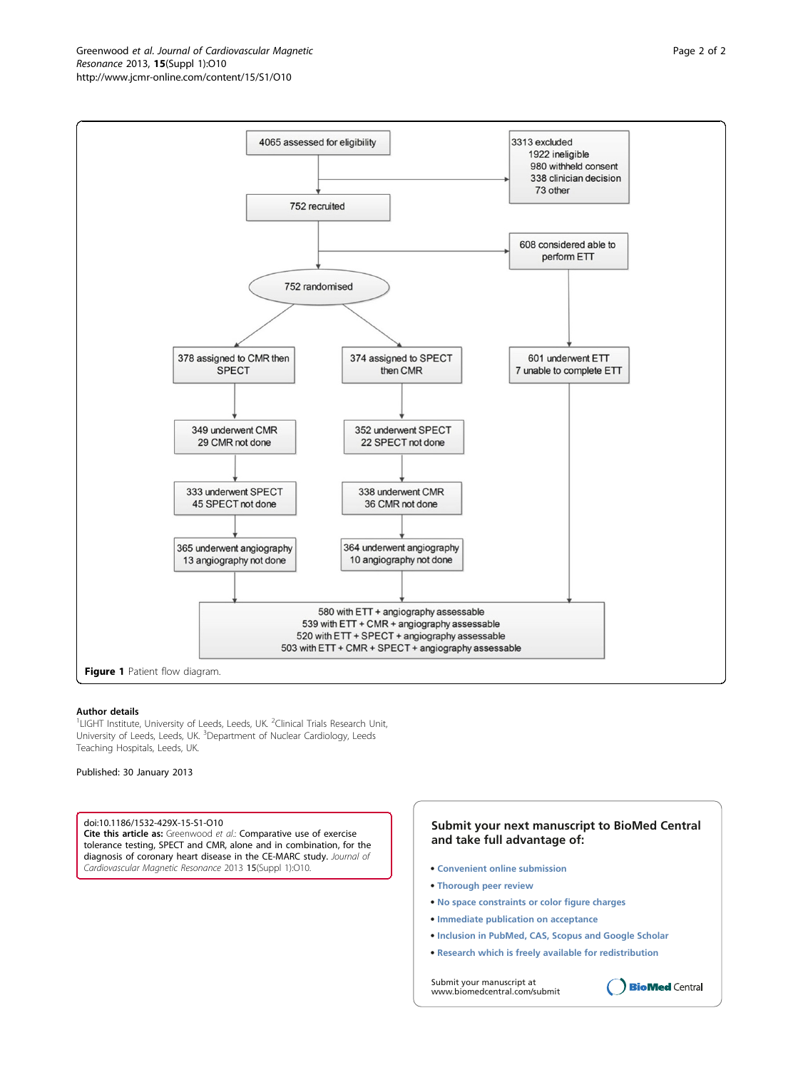4065 assessed for eligibility

3313 excluded
1922 ineligible
980 withheld consent
338 clinician decision
73 other

752 recruited

608 considered able to perform ETT

752 randomised

378 assigned to CMR then SPECT

374 assigned to SPECT then CMR

601 underwent ETT
7 unable to complete ETT

349 underwent CMR
29 CMR not done

352 underwent SPECT
22 SPECT not done

333 underwent SPECT
45 SPECT not done

338 underwent CMR
36 CMR not done

365 underwent angiography
13 angiography not done

364 underwent angiography
10 angiography not done

580 with ETT + angiography assessable
539 with ETT + CMR + angiography assessable
520 with ETT + SPECT + angiography assessable
503 with ETT + CMR + SPECT + angiography assessable

**Figure 1** Patient flow diagram.

**Author details**

[1]LIGHT Institute, University of Leeds, Leeds, UK. [2]Clinical Trials Research Unit, University of Leeds, Leeds, UK. [3]Department of Nuclear Cardiology, Leeds Teaching Hospitals, Leeds, UK.

Published: 30 January 2013

doi:10.1186/1532-429X-15-S1-O10

**Cite this article as:** Greenwood *et al.*: Comparative use of exercise tolerance testing, SPECT and CMR, alone and in combination, for the diagnosis of coronary heart disease in the CE-MARC study. *Journal of Cardiovascular Magnetic Resonance* 2013 15(Suppl 1):O10.

**Submit your next manuscript to BioMed Central and take full advantage of:**

- Convenient online submission
- Thorough peer review
- No space constraints or color figure charges
- Immediate publication on acceptance
- Inclusion in PubMed, CAS, Scopus and Google Scholar
- Research which is freely available for redistribution

Submit your manuscript at www.biomedcentral.com/submit

BioMed Central